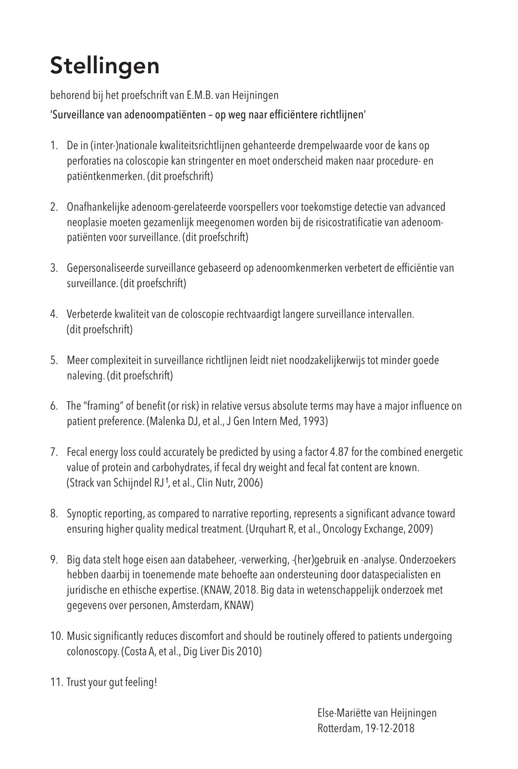# Stellingen

behorend bij het proefschrift van E.M.B. van Heijningen

'Surveillance van adenoompatiënten – op weg naar efficiëntere richtlijnen'

1. De in (inter-)nationale kwaliteitsrichtlijnen gehanteerde drempelwaarde voor de kans op perforaties na coloscopie kan stringenter en moet onderscheid maken naar procedure- en patiëntkenmerken. (dit proefschrift)

2. Onafhankelijke adenoom-gerelateerde voorspellers voor toekomstige detectie van advanced neoplasie moeten gezamenlijk meegenomen worden bij de risicostratificatie van adenoompatiënten voor surveillance. (dit proefschrift)

3. Gepersonaliseerde surveillance gebaseerd op adenoomkenmerken verbetert de efficiëntie van surveillance. (dit proefschrift)

4. Verbeterde kwaliteit van de coloscopie rechtvaardigt langere surveillance intervallen. (dit proefschrift)

5. Meer complexiteit in surveillance richtlijnen leidt niet noodzakelijkerwijs tot minder goede naleving. (dit proefschrift)

6. The "framing" of benefit (or risk) in relative versus absolute terms may have a major influence on patient preference. (Malenka DJ, et al., J Gen Intern Med, 1993)

7. Fecal energy loss could accurately be predicted by using a factor 4.87 for the combined energetic value of protein and carbohydrates, if fecal dry weight and fecal fat content are known. (Strack van Schijndel RJ †, et al., Clin Nutr, 2006)

8. Synoptic reporting, as compared to narrative reporting, represents a significant advance toward ensuring higher quality medical treatment. (Urquhart R, et al., Oncology Exchange, 2009)

9. Big data stelt hoge eisen aan databeheer, -verwerking, -(her)gebruik en -analyse. Onderzoekers hebben daarbij in toenemende mate behoefte aan ondersteuning door dataspecialisten en juridische en ethische expertise. (KNAW, 2018. Big data in wetenschappelijk onderzoek met gegevens over personen, Amsterdam, KNAW)

10. Music significantly reduces discomfort and should be routinely offered to patients undergoing colonoscopy. (Costa A, et al., Dig Liver Dis 2010)

11. Trust your gut feeling!

Else-Mariëtte van Heijningen
Rotterdam, 19-12-2018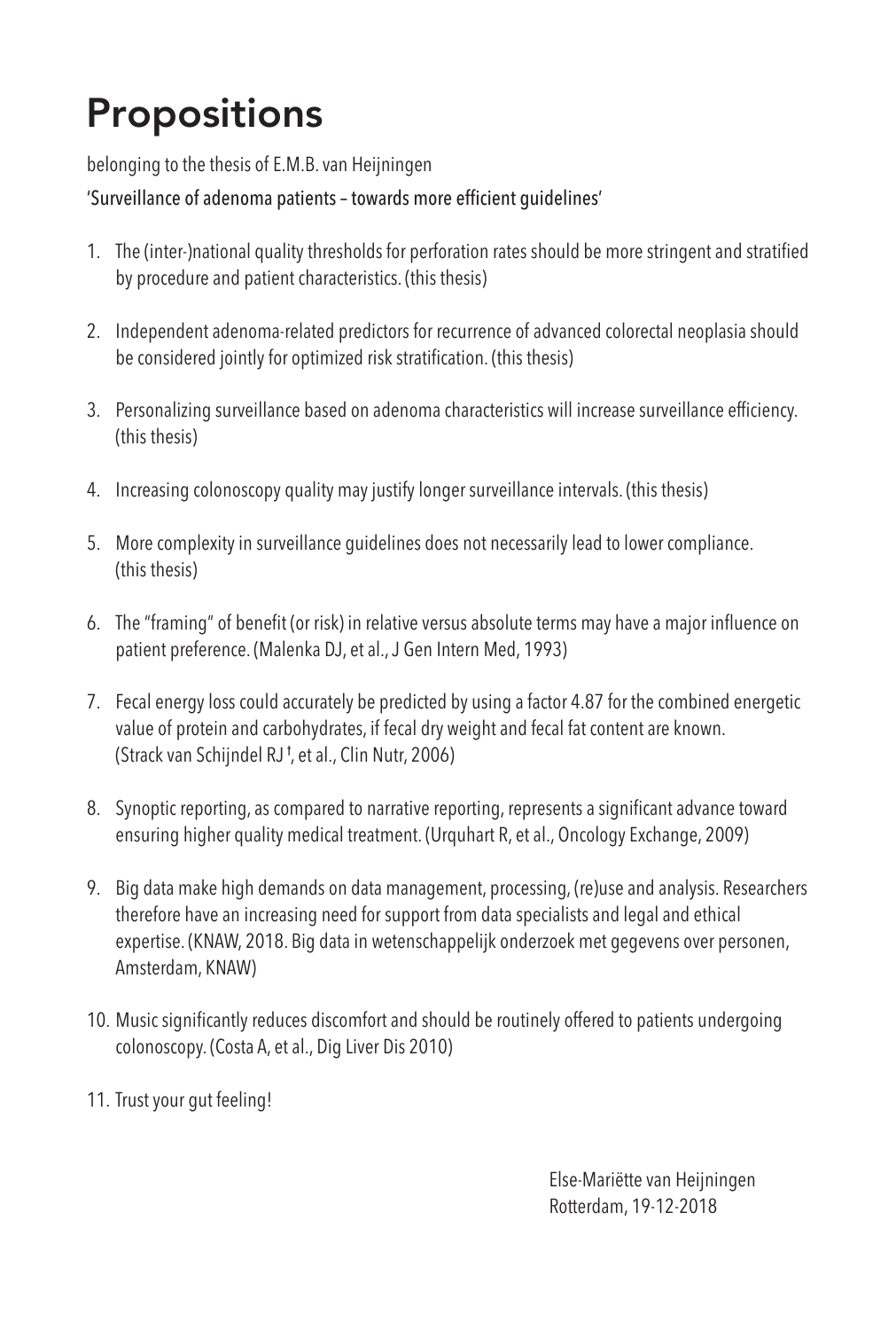# Propositions

belonging to the thesis of E.M.B. van Heijningen

'Surveillance of adenoma patients – towards more efficient guidelines'

1. The (inter-)national quality thresholds for perforation rates should be more stringent and stratified by procedure and patient characteristics. (this thesis)

2. Independent adenoma-related predictors for recurrence of advanced colorectal neoplasia should be considered jointly for optimized risk stratification. (this thesis)

3. Personalizing surveillance based on adenoma characteristics will increase surveillance efficiency. (this thesis)

4. Increasing colonoscopy quality may justify longer surveillance intervals. (this thesis)

5. More complexity in surveillance guidelines does not necessarily lead to lower compliance. (this thesis)

6. The "framing" of benefit (or risk) in relative versus absolute terms may have a major influence on patient preference. (Malenka DJ, et al., J Gen Intern Med, 1993)

7. Fecal energy loss could accurately be predicted by using a factor 4.87 for the combined energetic value of protein and carbohydrates, if fecal dry weight and fecal fat content are known. (Strack van Schijndel RJ †, et al., Clin Nutr, 2006)

8. Synoptic reporting, as compared to narrative reporting, represents a significant advance toward ensuring higher quality medical treatment. (Urquhart R, et al., Oncology Exchange, 2009)

9. Big data make high demands on data management, processing, (re)use and analysis. Researchers therefore have an increasing need for support from data specialists and legal and ethical expertise. (KNAW, 2018. Big data in wetenschappelijk onderzoek met gegevens over personen, Amsterdam, KNAW)

10. Music significantly reduces discomfort and should be routinely offered to patients undergoing colonoscopy. (Costa A, et al., Dig Liver Dis 2010)

11. Trust your gut feeling!

Else-Mariëtte van Heijningen
Rotterdam, 19-12-2018